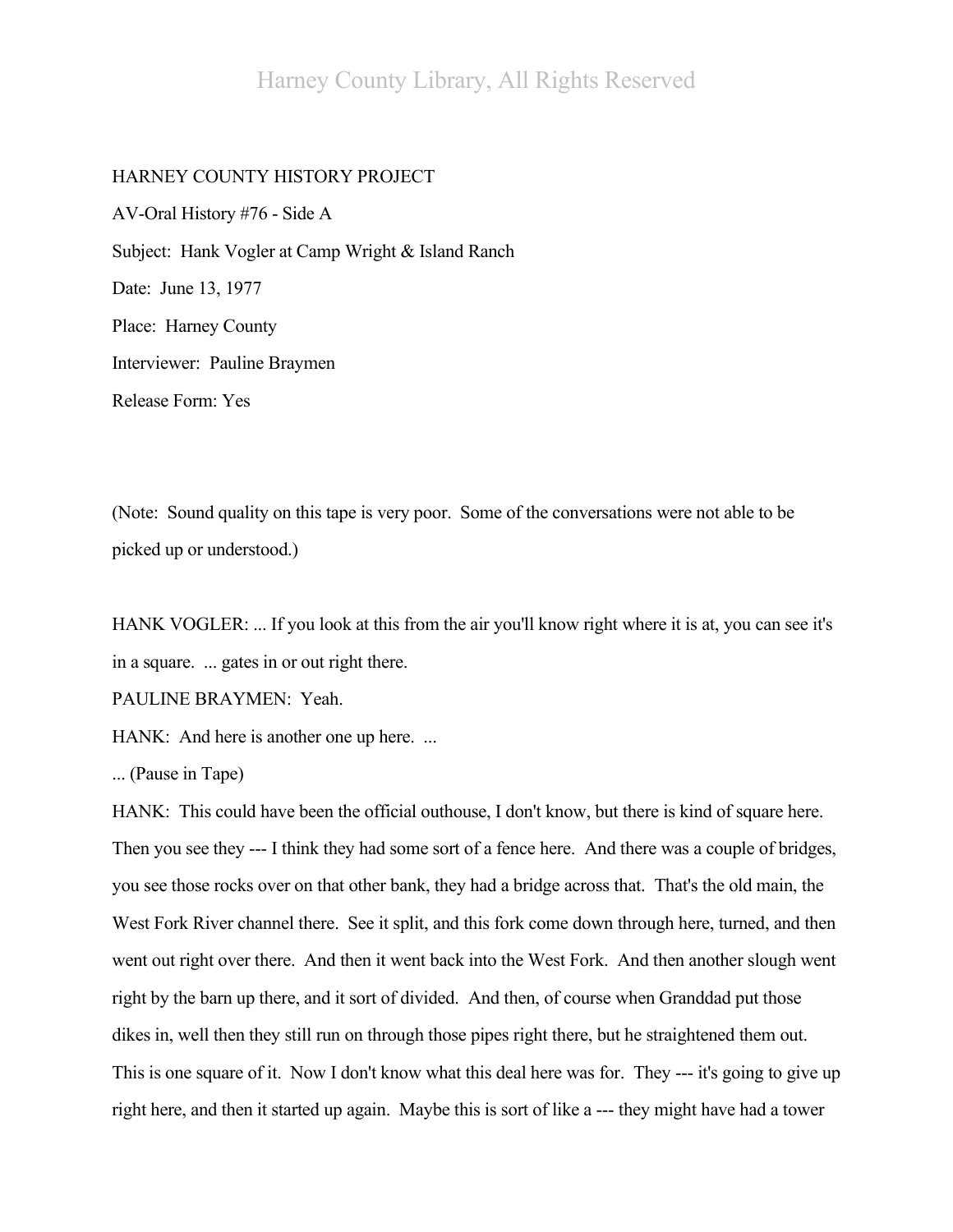HARNEY COUNTY HISTORY PROJECT

AV-Oral History #76 - Side A

Subject: Hank Vogler at Camp Wright & Island Ranch

Date: June 13, 1977

Place: Harney County

Interviewer: Pauline Braymen

Release Form: Yes

(Note: Sound quality on this tape is very poor. Some of the conversations were not able to be picked up or understood.)

HANK VOGLER: ... If you look at this from the air you'll know right where it is at, you can see it's in a square. ... gates in or out right there.

PAULINE BRAYMEN: Yeah.

HANK: And here is another one up here. ...

... (Pause in Tape)

HANK: This could have been the official outhouse, I don't know, but there is kind of square here. Then you see they --- I think they had some sort of a fence here. And there was a couple of bridges, you see those rocks over on that other bank, they had a bridge across that. That's the old main, the West Fork River channel there. See it split, and this fork come down through here, turned, and then went out right over there. And then it went back into the West Fork. And then another slough went right by the barn up there, and it sort of divided. And then, of course when Granddad put those dikes in, well then they still run on through those pipes right there, but he straightened them out. This is one square of it. Now I don't know what this deal here was for. They --- it's going to give up right here, and then it started up again. Maybe this is sort of like a --- they might have had a tower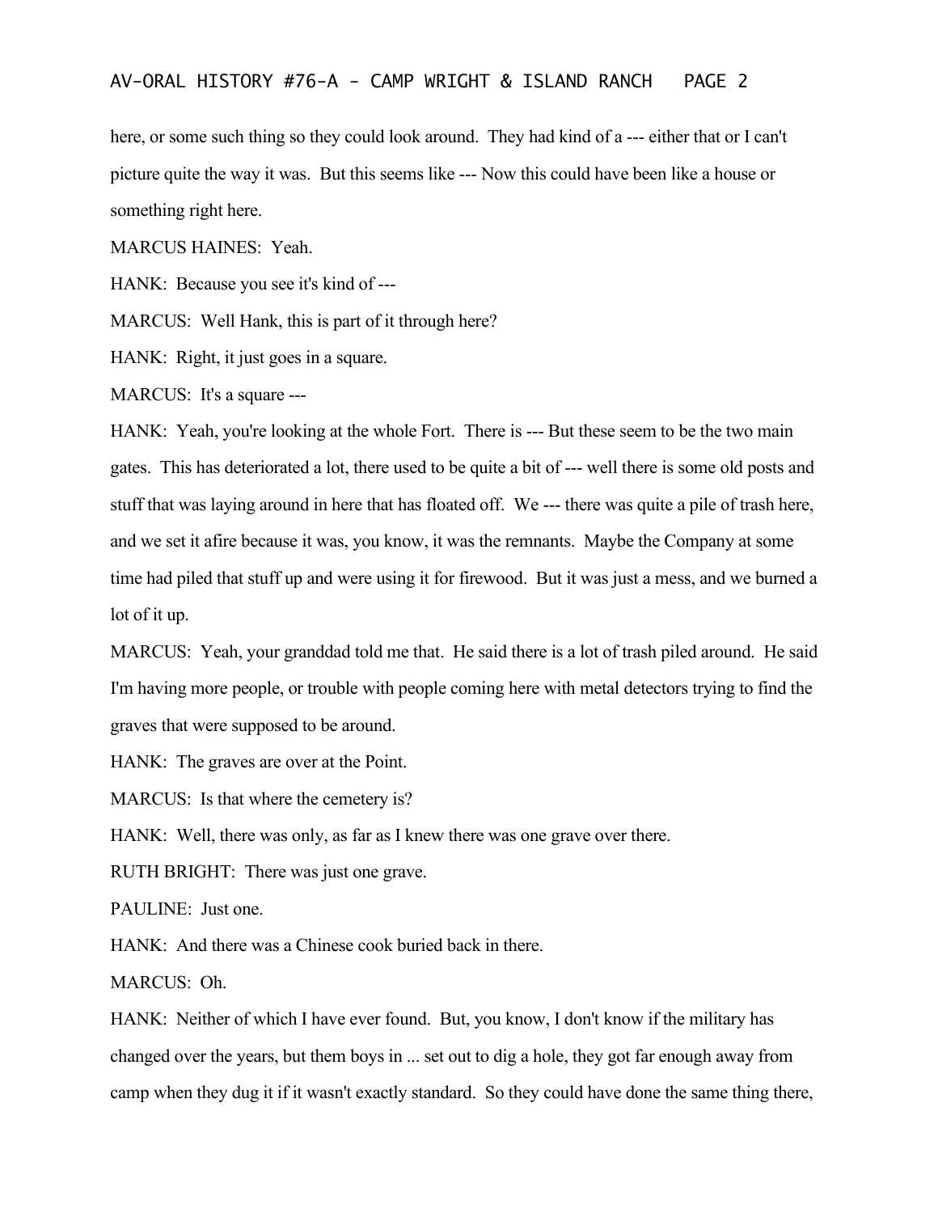here, or some such thing so they could look around. They had kind of a --- either that or I can't picture quite the way it was. But this seems like --- Now this could have been like a house or something right here.

MARCUS HAINES: Yeah.

HANK: Because you see it's kind of ---

MARCUS: Well Hank, this is part of it through here?

HANK: Right, it just goes in a square.

MARCUS: It's a square ---

HANK: Yeah, you're looking at the whole Fort. There is --- But these seem to be the two main gates. This has deteriorated a lot, there used to be quite a bit of --- well there is some old posts and stuff that was laying around in here that has floated off. We --- there was quite a pile of trash here, and we set it afire because it was, you know, it was the remnants. Maybe the Company at some time had piled that stuff up and were using it for firewood. But it was just a mess, and we burned a lot of it up.

MARCUS: Yeah, your granddad told me that. He said there is a lot of trash piled around. He said I'm having more people, or trouble with people coming here with metal detectors trying to find the graves that were supposed to be around.

HANK: The graves are over at the Point.

MARCUS: Is that where the cemetery is?

HANK: Well, there was only, as far as I knew there was one grave over there.

RUTH BRIGHT: There was just one grave.

PAULINE: Just one.

HANK: And there was a Chinese cook buried back in there.

MARCUS: Oh.

HANK: Neither of which I have ever found. But, you know, I don't know if the military has changed over the years, but them boys in ... set out to dig a hole, they got far enough away from camp when they dug it if it wasn't exactly standard. So they could have done the same thing there,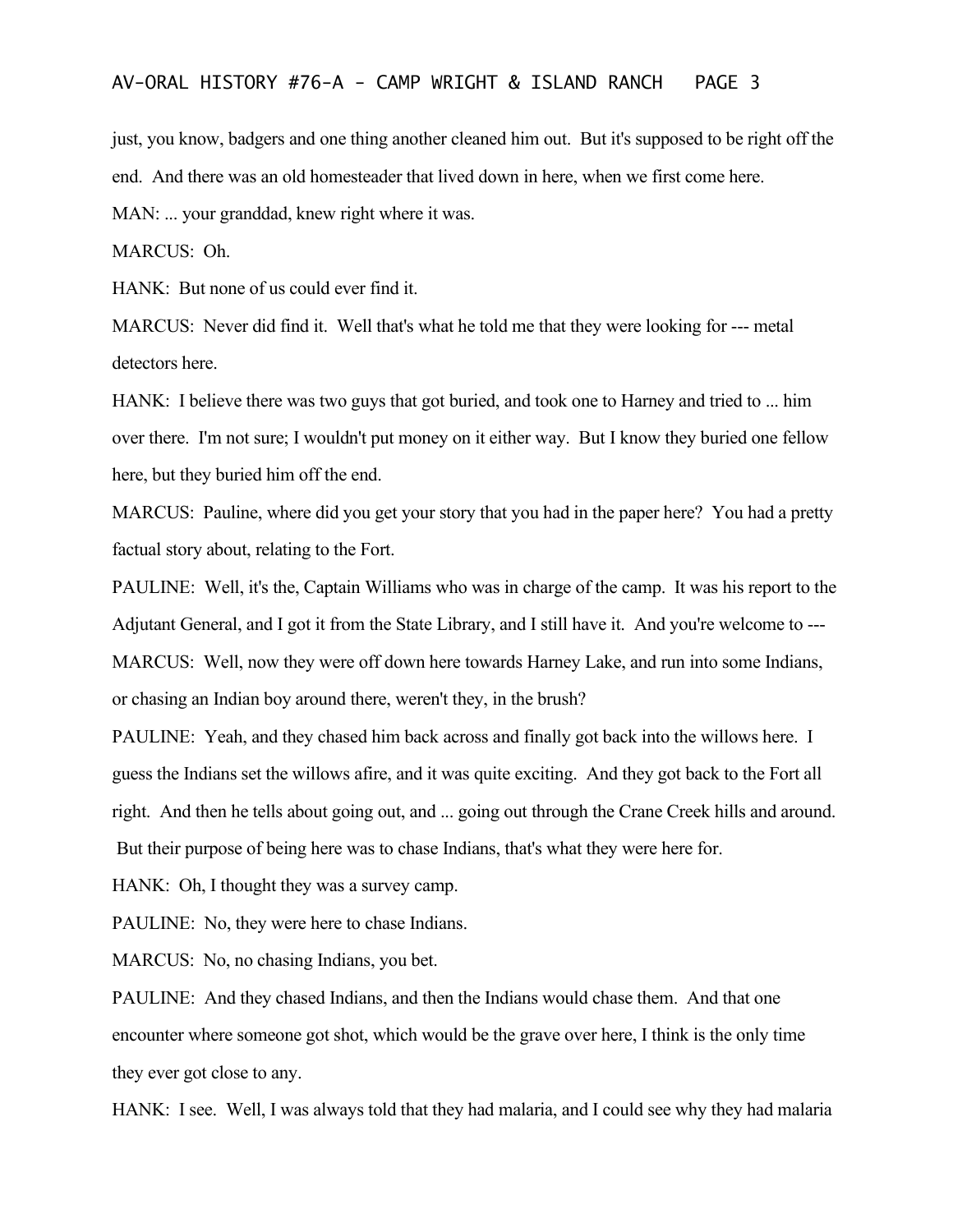just, you know, badgers and one thing another cleaned him out. But it's supposed to be right off the end. And there was an old homesteader that lived down in here, when we first come here.

MAN: ... your granddad, knew right where it was.

MARCUS: Oh.

HANK: But none of us could ever find it.

MARCUS: Never did find it. Well that's what he told me that they were looking for --- metal detectors here.

HANK: I believe there was two guys that got buried, and took one to Harney and tried to ... him over there. I'm not sure; I wouldn't put money on it either way. But I know they buried one fellow here, but they buried him off the end.

MARCUS: Pauline, where did you get your story that you had in the paper here? You had a pretty factual story about, relating to the Fort.

PAULINE: Well, it's the, Captain Williams who was in charge of the camp. It was his report to the Adjutant General, and I got it from the State Library, and I still have it. And you're welcome to ---

MARCUS: Well, now they were off down here towards Harney Lake, and run into some Indians, or chasing an Indian boy around there, weren't they, in the brush?

PAULINE: Yeah, and they chased him back across and finally got back into the willows here. I guess the Indians set the willows afire, and it was quite exciting. And they got back to the Fort all right. And then he tells about going out, and ... going out through the Crane Creek hills and around. But their purpose of being here was to chase Indians, that's what they were here for.

HANK: Oh, I thought they was a survey camp.

PAULINE: No, they were here to chase Indians.

MARCUS: No, no chasing Indians, you bet.

PAULINE: And they chased Indians, and then the Indians would chase them. And that one encounter where someone got shot, which would be the grave over here, I think is the only time they ever got close to any.

HANK: I see. Well, I was always told that they had malaria, and I could see why they had malaria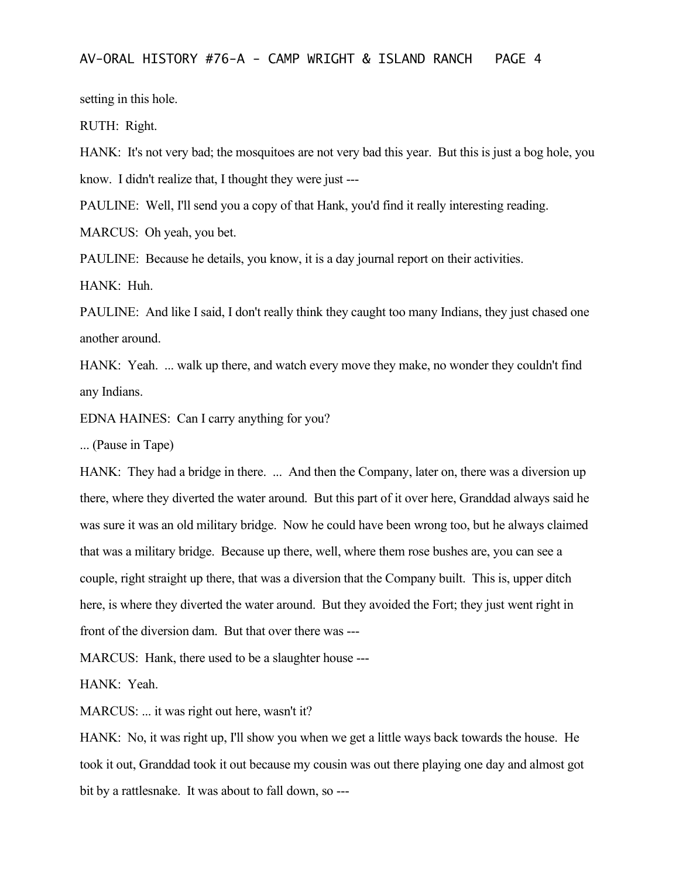setting in this hole.

RUTH: Right.

HANK: It's not very bad; the mosquitoes are not very bad this year. But this is just a bog hole, you know. I didn't realize that, I thought they were just ---

PAULINE: Well, I'll send you a copy of that Hank, you'd find it really interesting reading.

MARCUS: Oh yeah, you bet.

PAULINE: Because he details, you know, it is a day journal report on their activities.

HANK: Huh.

PAULINE: And like I said, I don't really think they caught too many Indians, they just chased one another around.

HANK: Yeah. ... walk up there, and watch every move they make, no wonder they couldn't find any Indians.

EDNA HAINES: Can I carry anything for you?

... (Pause in Tape)

HANK: They had a bridge in there. ... And then the Company, later on, there was a diversion up there, where they diverted the water around. But this part of it over here, Granddad always said he was sure it was an old military bridge. Now he could have been wrong too, but he always claimed that was a military bridge. Because up there, well, where them rose bushes are, you can see a couple, right straight up there, that was a diversion that the Company built. This is, upper ditch here, is where they diverted the water around. But they avoided the Fort; they just went right in front of the diversion dam. But that over there was ---

MARCUS: Hank, there used to be a slaughter house ---

HANK: Yeah.

MARCUS: ... it was right out here, wasn't it?

HANK: No, it was right up, I'll show you when we get a little ways back towards the house. He took it out, Granddad took it out because my cousin was out there playing one day and almost got bit by a rattlesnake. It was about to fall down, so ---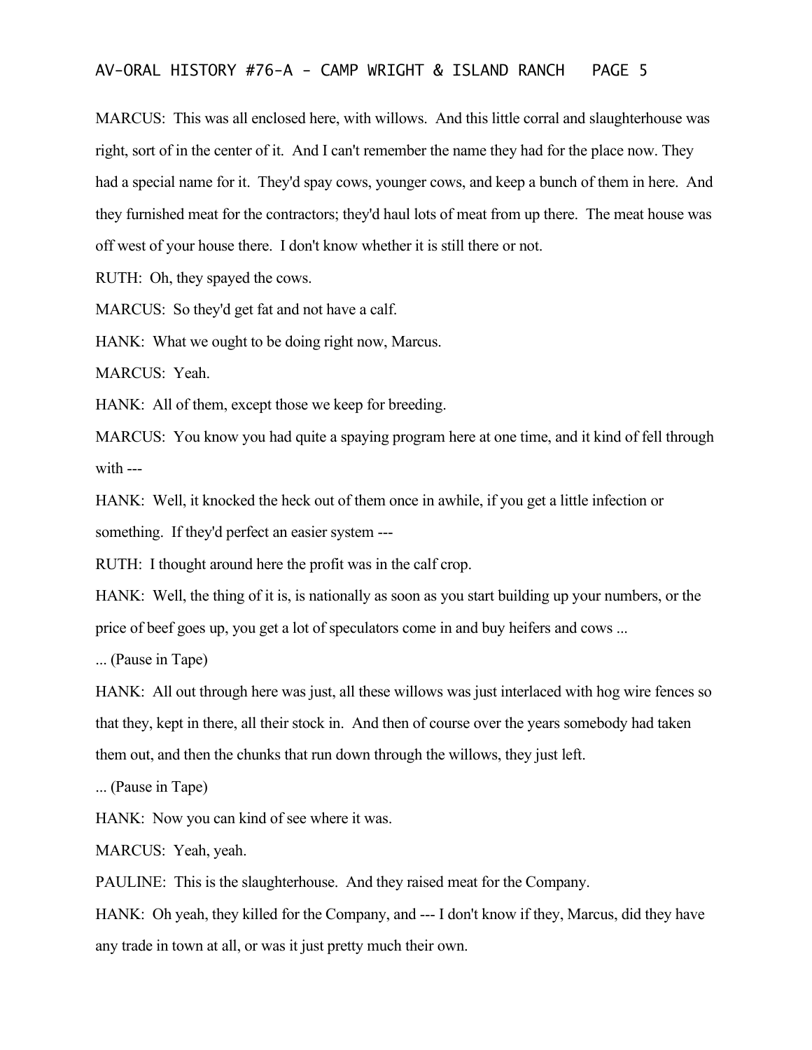MARCUS: This was all enclosed here, with willows. And this little corral and slaughterhouse was right, sort of in the center of it. And I can't remember the name they had for the place now. They had a special name for it. They'd spay cows, younger cows, and keep a bunch of them in here. And they furnished meat for the contractors; they'd haul lots of meat from up there. The meat house was off west of your house there. I don't know whether it is still there or not.

RUTH: Oh, they spayed the cows.

MARCUS: So they'd get fat and not have a calf.

HANK: What we ought to be doing right now, Marcus.

MARCUS: Yeah.

HANK: All of them, except those we keep for breeding.

MARCUS: You know you had quite a spaying program here at one time, and it kind of fell through with ---

HANK: Well, it knocked the heck out of them once in awhile, if you get a little infection or something. If they'd perfect an easier system ---

RUTH: I thought around here the profit was in the calf crop.

HANK: Well, the thing of it is, is nationally as soon as you start building up your numbers, or the price of beef goes up, you get a lot of speculators come in and buy heifers and cows ...

... (Pause in Tape)

HANK: All out through here was just, all these willows was just interlaced with hog wire fences so that they, kept in there, all their stock in. And then of course over the years somebody had taken them out, and then the chunks that run down through the willows, they just left.

... (Pause in Tape)

HANK: Now you can kind of see where it was.

MARCUS: Yeah, yeah.

PAULINE: This is the slaughterhouse. And they raised meat for the Company.

HANK: Oh yeah, they killed for the Company, and --- I don't know if they, Marcus, did they have any trade in town at all, or was it just pretty much their own.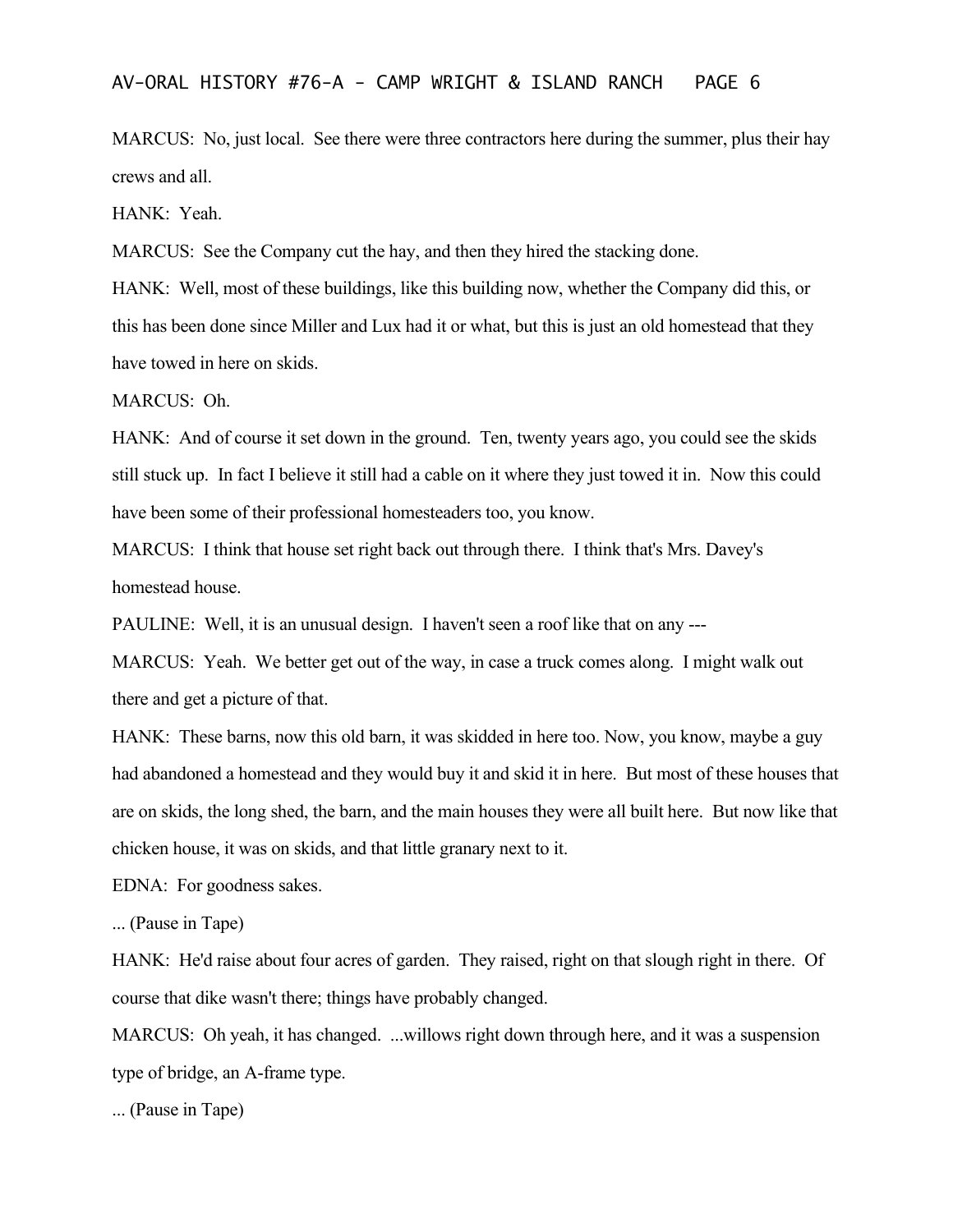MARCUS: No, just local. See there were three contractors here during the summer, plus their hay crews and all.

HANK: Yeah.

MARCUS: See the Company cut the hay, and then they hired the stacking done.

HANK: Well, most of these buildings, like this building now, whether the Company did this, or this has been done since Miller and Lux had it or what, but this is just an old homestead that they have towed in here on skids.

MARCUS: Oh.

HANK: And of course it set down in the ground. Ten, twenty years ago, you could see the skids still stuck up. In fact I believe it still had a cable on it where they just towed it in. Now this could have been some of their professional homesteaders too, you know.

MARCUS: I think that house set right back out through there. I think that's Mrs. Davey's homestead house.

PAULINE: Well, it is an unusual design. I haven't seen a roof like that on any ---

MARCUS: Yeah. We better get out of the way, in case a truck comes along. I might walk out there and get a picture of that.

HANK: These barns, now this old barn, it was skidded in here too. Now, you know, maybe a guy had abandoned a homestead and they would buy it and skid it in here. But most of these houses that are on skids, the long shed, the barn, and the main houses they were all built here. But now like that chicken house, it was on skids, and that little granary next to it.

EDNA: For goodness sakes.

... (Pause in Tape)

HANK: He'd raise about four acres of garden. They raised, right on that slough right in there. Of course that dike wasn't there; things have probably changed.

MARCUS: Oh yeah, it has changed. ...willows right down through here, and it was a suspension type of bridge, an A-frame type.

... (Pause in Tape)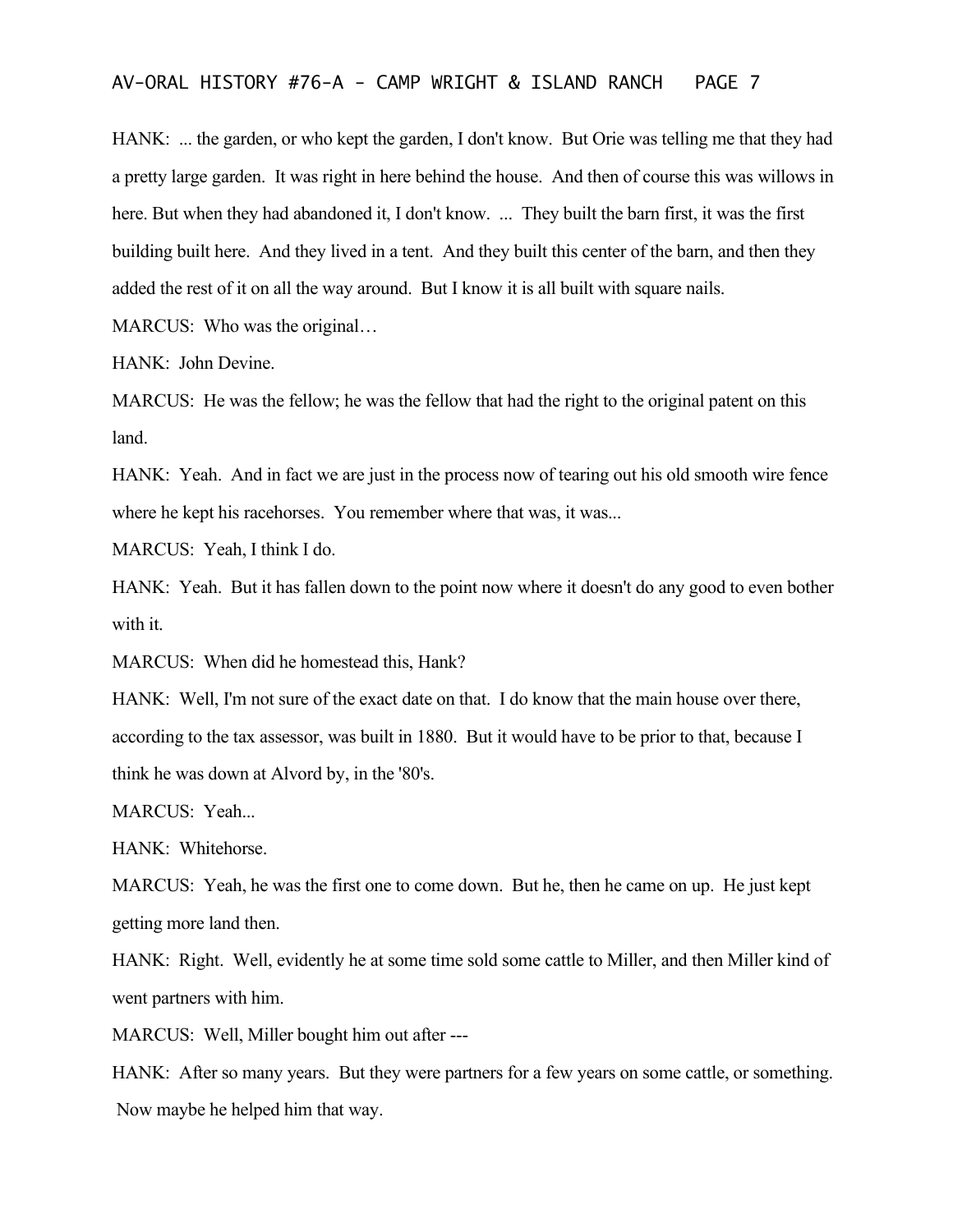HANK: ... the garden, or who kept the garden, I don't know. But Orie was telling me that they had a pretty large garden. It was right in here behind the house. And then of course this was willows in here. But when they had abandoned it, I don't know. ... They built the barn first, it was the first building built here. And they lived in a tent. And they built this center of the barn, and then they added the rest of it on all the way around. But I know it is all built with square nails.

MARCUS: Who was the original…

HANK: John Devine.

MARCUS: He was the fellow; he was the fellow that had the right to the original patent on this land.

HANK: Yeah. And in fact we are just in the process now of tearing out his old smooth wire fence where he kept his racehorses. You remember where that was, it was...

MARCUS: Yeah, I think I do.

HANK: Yeah. But it has fallen down to the point now where it doesn't do any good to even bother with it.

MARCUS: When did he homestead this, Hank?

HANK: Well, I'm not sure of the exact date on that. I do know that the main house over there, according to the tax assessor, was built in 1880. But it would have to be prior to that, because I think he was down at Alvord by, in the '80's.

MARCUS: Yeah...

HANK: Whitehorse.

MARCUS: Yeah, he was the first one to come down. But he, then he came on up. He just kept getting more land then.

HANK: Right. Well, evidently he at some time sold some cattle to Miller, and then Miller kind of went partners with him.

MARCUS: Well, Miller bought him out after ---

HANK: After so many years. But they were partners for a few years on some cattle, or something. Now maybe he helped him that way.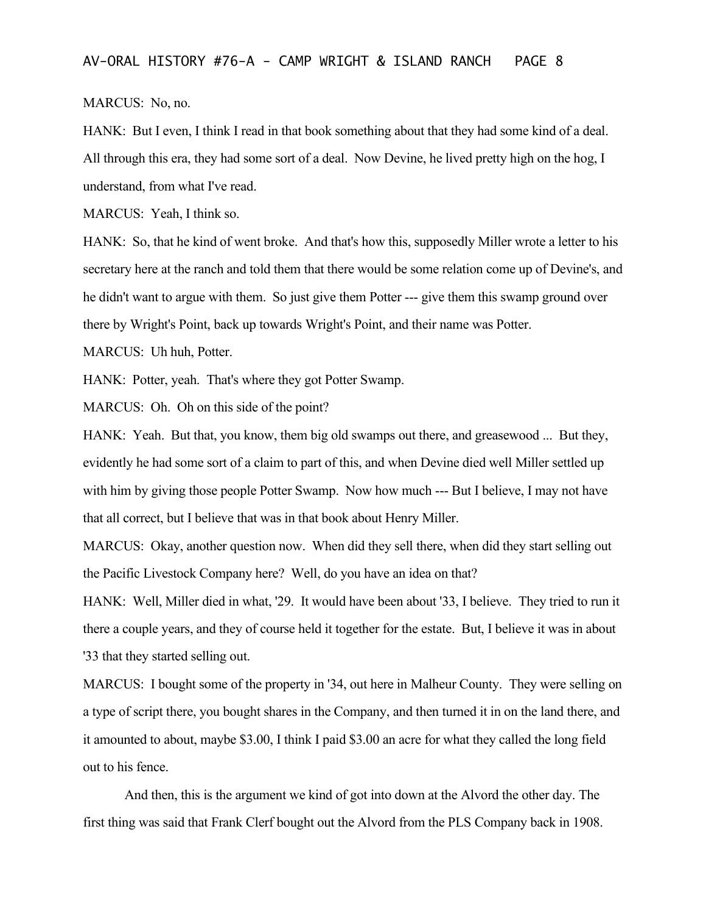MARCUS: No, no.

HANK: But I even, I think I read in that book something about that they had some kind of a deal. All through this era, they had some sort of a deal. Now Devine, he lived pretty high on the hog, I understand, from what I've read.

MARCUS: Yeah, I think so.

HANK: So, that he kind of went broke. And that's how this, supposedly Miller wrote a letter to his secretary here at the ranch and told them that there would be some relation come up of Devine's, and he didn't want to argue with them. So just give them Potter --- give them this swamp ground over there by Wright's Point, back up towards Wright's Point, and their name was Potter.

MARCUS: Uh huh, Potter.

HANK: Potter, yeah. That's where they got Potter Swamp.

MARCUS: Oh. Oh on this side of the point?

HANK: Yeah. But that, you know, them big old swamps out there, and greasewood ... But they, evidently he had some sort of a claim to part of this, and when Devine died well Miller settled up with him by giving those people Potter Swamp. Now how much --- But I believe, I may not have that all correct, but I believe that was in that book about Henry Miller.

MARCUS: Okay, another question now. When did they sell there, when did they start selling out the Pacific Livestock Company here? Well, do you have an idea on that?

HANK: Well, Miller died in what, '29. It would have been about '33, I believe. They tried to run it there a couple years, and they of course held it together for the estate. But, I believe it was in about '33 that they started selling out.

MARCUS: I bought some of the property in '34, out here in Malheur County. They were selling on a type of script there, you bought shares in the Company, and then turned it in on the land there, and it amounted to about, maybe $3.00, I think I paid $3.00 an acre for what they called the long field out to his fence.

And then, this is the argument we kind of got into down at the Alvord the other day. The first thing was said that Frank Clerf bought out the Alvord from the PLS Company back in 1908.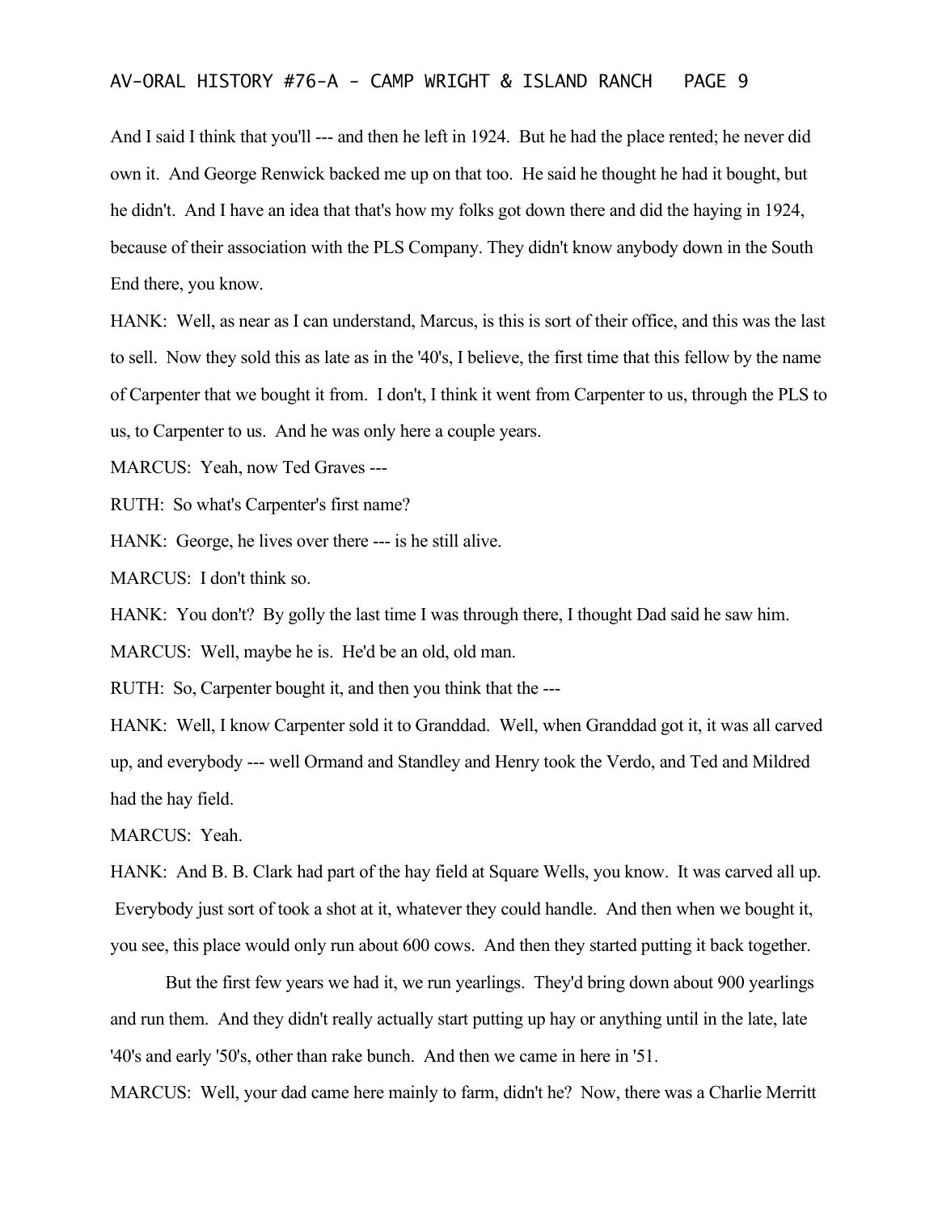And I said I think that you'll --- and then he left in 1924. But he had the place rented; he never did own it. And George Renwick backed me up on that too. He said he thought he had it bought, but he didn't. And I have an idea that that's how my folks got down there and did the haying in 1924, because of their association with the PLS Company. They didn't know anybody down in the South End there, you know.

HANK: Well, as near as I can understand, Marcus, is this is sort of their office, and this was the last to sell. Now they sold this as late as in the '40's, I believe, the first time that this fellow by the name of Carpenter that we bought it from. I don't, I think it went from Carpenter to us, through the PLS to us, to Carpenter to us. And he was only here a couple years.

MARCUS: Yeah, now Ted Graves ---

RUTH: So what's Carpenter's first name?

HANK: George, he lives over there --- is he still alive.

MARCUS: I don't think so.

HANK: You don't? By golly the last time I was through there, I thought Dad said he saw him.

MARCUS: Well, maybe he is. He'd be an old, old man.

RUTH: So, Carpenter bought it, and then you think that the ---

HANK: Well, I know Carpenter sold it to Granddad. Well, when Granddad got it, it was all carved up, and everybody --- well Ormand and Standley and Henry took the Verdo, and Ted and Mildred had the hay field.

MARCUS: Yeah.

HANK: And B. B. Clark had part of the hay field at Square Wells, you know. It was carved all up. Everybody just sort of took a shot at it, whatever they could handle. And then when we bought it, you see, this place would only run about 600 cows. And then they started putting it back together.

But the first few years we had it, we run yearlings. They'd bring down about 900 yearlings and run them. And they didn't really actually start putting up hay or anything until in the late, late '40's and early '50's, other than rake bunch. And then we came in here in '51.

MARCUS: Well, your dad came here mainly to farm, didn't he? Now, there was a Charlie Merritt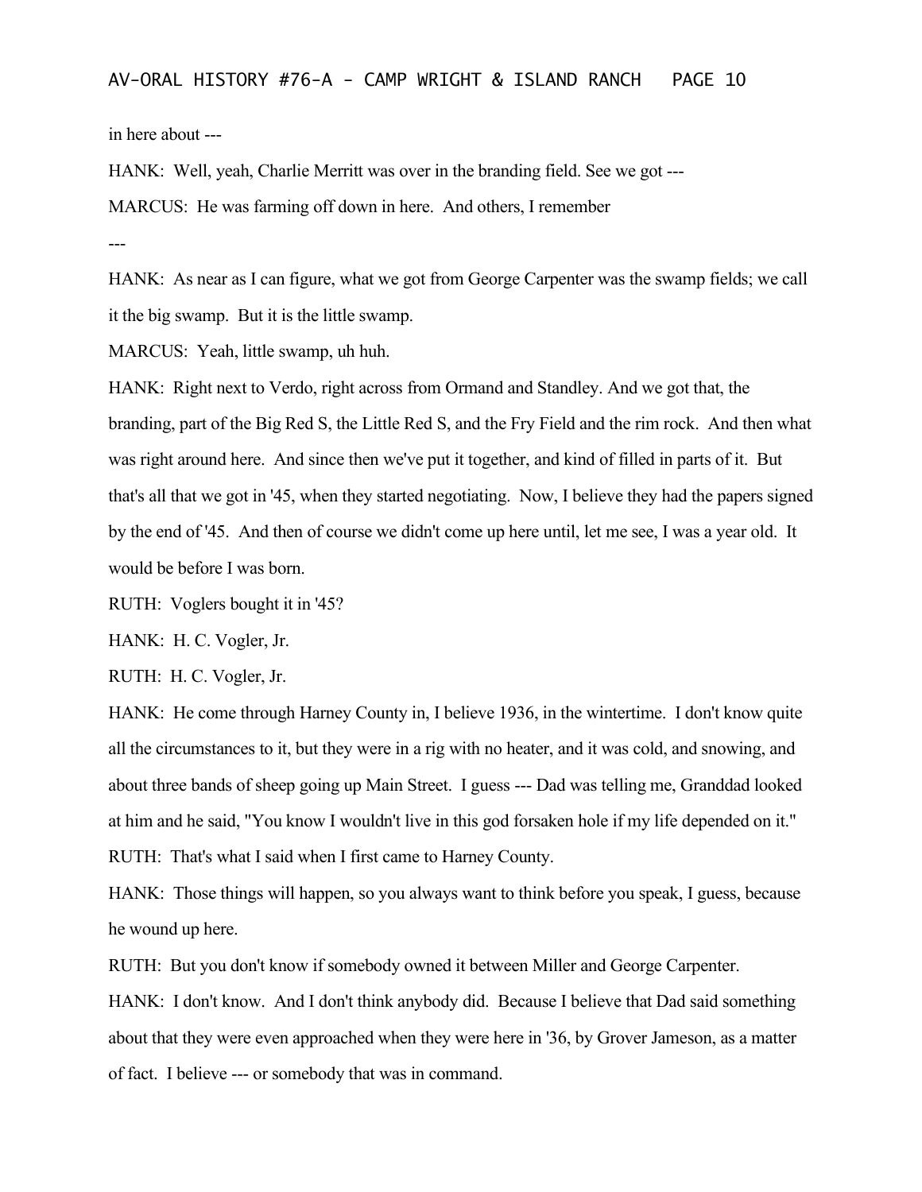in here about ---

HANK: Well, yeah, Charlie Merritt was over in the branding field. See we got ---

MARCUS: He was farming off down in here. And others, I remember

---

HANK: As near as I can figure, what we got from George Carpenter was the swamp fields; we call it the big swamp. But it is the little swamp.

MARCUS: Yeah, little swamp, uh huh.

HANK: Right next to Verdo, right across from Ormand and Standley. And we got that, the branding, part of the Big Red S, the Little Red S, and the Fry Field and the rim rock. And then what was right around here. And since then we've put it together, and kind of filled in parts of it. But that's all that we got in '45, when they started negotiating. Now, I believe they had the papers signed by the end of '45. And then of course we didn't come up here until, let me see, I was a year old. It would be before I was born.

RUTH: Voglers bought it in '45?

HANK: H. C. Vogler, Jr.

RUTH: H. C. Vogler, Jr.

HANK: He come through Harney County in, I believe 1936, in the wintertime. I don't know quite all the circumstances to it, but they were in a rig with no heater, and it was cold, and snowing, and about three bands of sheep going up Main Street. I guess --- Dad was telling me, Granddad looked at him and he said, "You know I wouldn't live in this god forsaken hole if my life depended on it."

RUTH: That's what I said when I first came to Harney County.

HANK: Those things will happen, so you always want to think before you speak, I guess, because he wound up here.

RUTH: But you don't know if somebody owned it between Miller and George Carpenter.

HANK: I don't know. And I don't think anybody did. Because I believe that Dad said something about that they were even approached when they were here in '36, by Grover Jameson, as a matter of fact. I believe --- or somebody that was in command.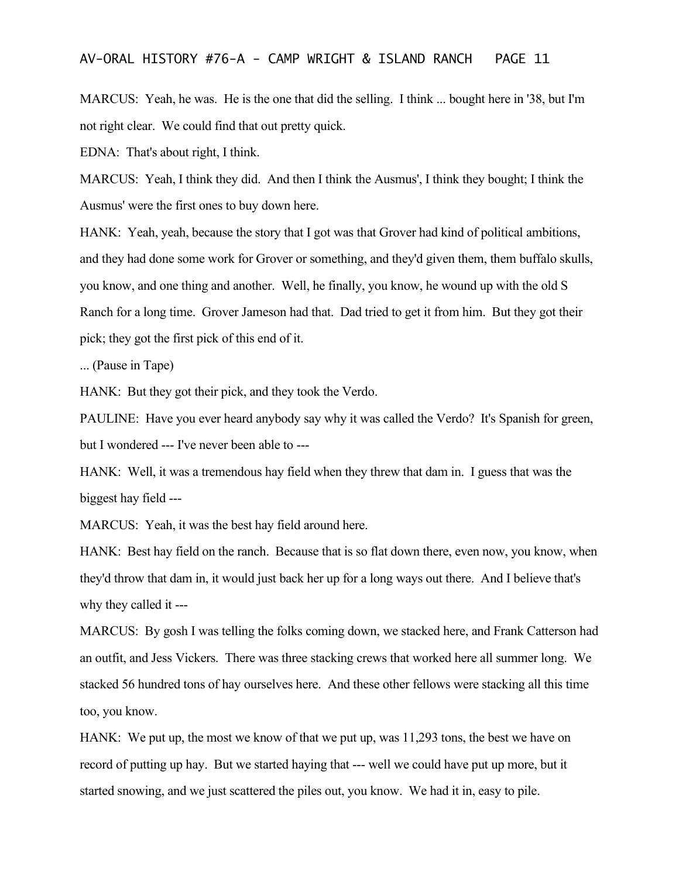MARCUS: Yeah, he was. He is the one that did the selling. I think ... bought here in '38, but I'm not right clear. We could find that out pretty quick.

EDNA: That's about right, I think.

MARCUS: Yeah, I think they did. And then I think the Ausmus', I think they bought; I think the Ausmus' were the first ones to buy down here.

HANK: Yeah, yeah, because the story that I got was that Grover had kind of political ambitions, and they had done some work for Grover or something, and they'd given them, them buffalo skulls, you know, and one thing and another. Well, he finally, you know, he wound up with the old S Ranch for a long time. Grover Jameson had that. Dad tried to get it from him. But they got their pick; they got the first pick of this end of it.

... (Pause in Tape)

HANK: But they got their pick, and they took the Verdo.

PAULINE: Have you ever heard anybody say why it was called the Verdo? It's Spanish for green, but I wondered --- I've never been able to ---

HANK: Well, it was a tremendous hay field when they threw that dam in. I guess that was the biggest hay field ---

MARCUS: Yeah, it was the best hay field around here.

HANK: Best hay field on the ranch. Because that is so flat down there, even now, you know, when they'd throw that dam in, it would just back her up for a long ways out there. And I believe that's why they called it ---

MARCUS: By gosh I was telling the folks coming down, we stacked here, and Frank Catterson had an outfit, and Jess Vickers. There was three stacking crews that worked here all summer long. We stacked 56 hundred tons of hay ourselves here. And these other fellows were stacking all this time too, you know.

HANK: We put up, the most we know of that we put up, was 11,293 tons, the best we have on record of putting up hay. But we started haying that --- well we could have put up more, but it started snowing, and we just scattered the piles out, you know. We had it in, easy to pile.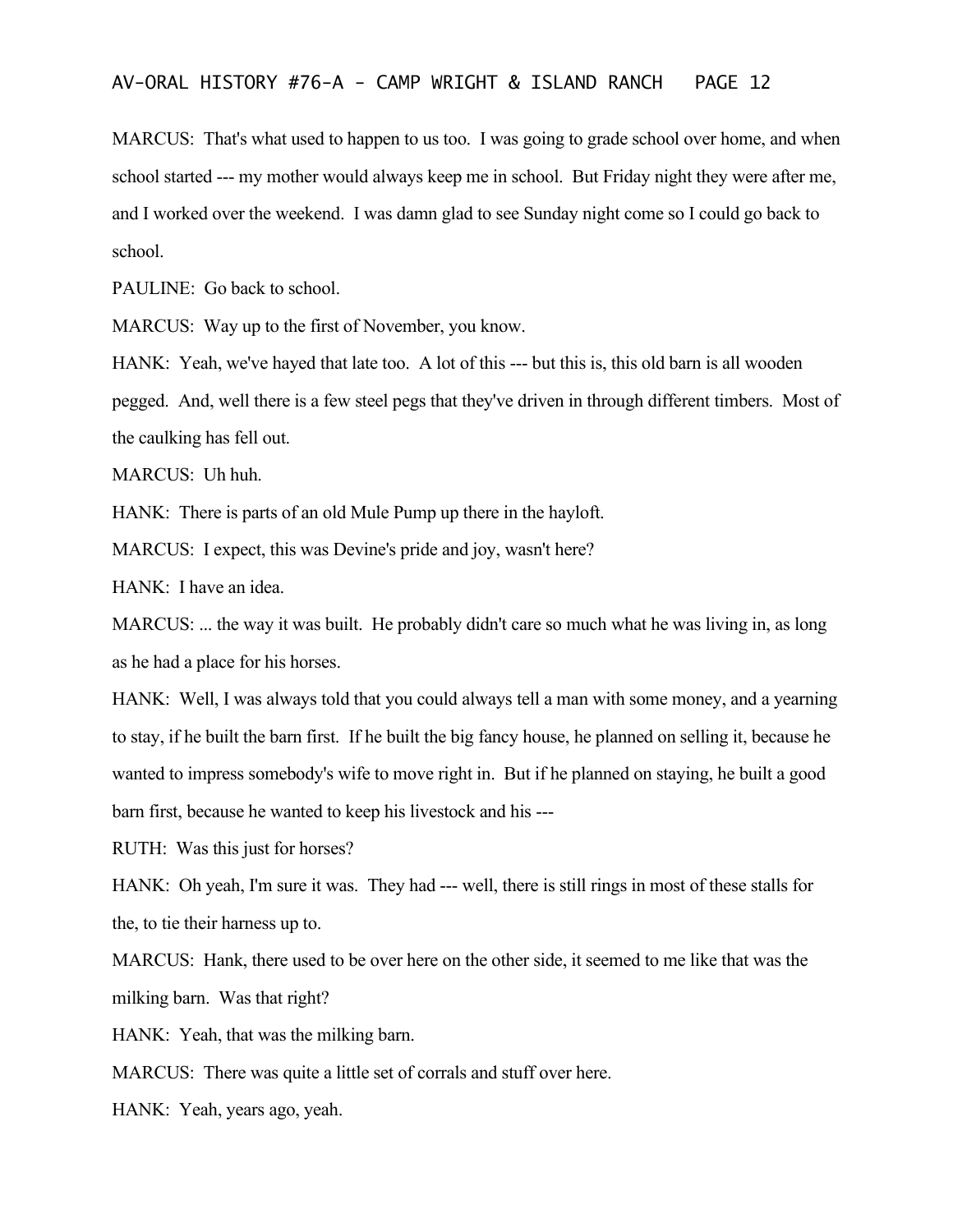MARCUS: That's what used to happen to us too. I was going to grade school over home, and when school started --- my mother would always keep me in school. But Friday night they were after me, and I worked over the weekend. I was damn glad to see Sunday night come so I could go back to school.

PAULINE: Go back to school.

MARCUS: Way up to the first of November, you know.

HANK: Yeah, we've hayed that late too. A lot of this --- but this is, this old barn is all wooden pegged. And, well there is a few steel pegs that they've driven in through different timbers. Most of the caulking has fell out.

MARCUS: Uh huh.

HANK: There is parts of an old Mule Pump up there in the hayloft.

MARCUS: I expect, this was Devine's pride and joy, wasn't here?

HANK: I have an idea.

MARCUS: ... the way it was built. He probably didn't care so much what he was living in, as long as he had a place for his horses.

HANK: Well, I was always told that you could always tell a man with some money, and a yearning to stay, if he built the barn first. If he built the big fancy house, he planned on selling it, because he wanted to impress somebody's wife to move right in. But if he planned on staying, he built a good barn first, because he wanted to keep his livestock and his ---

RUTH: Was this just for horses?

HANK: Oh yeah, I'm sure it was. They had --- well, there is still rings in most of these stalls for the, to tie their harness up to.

MARCUS: Hank, there used to be over here on the other side, it seemed to me like that was the milking barn. Was that right?

HANK: Yeah, that was the milking barn.

MARCUS: There was quite a little set of corrals and stuff over here.

HANK: Yeah, years ago, yeah.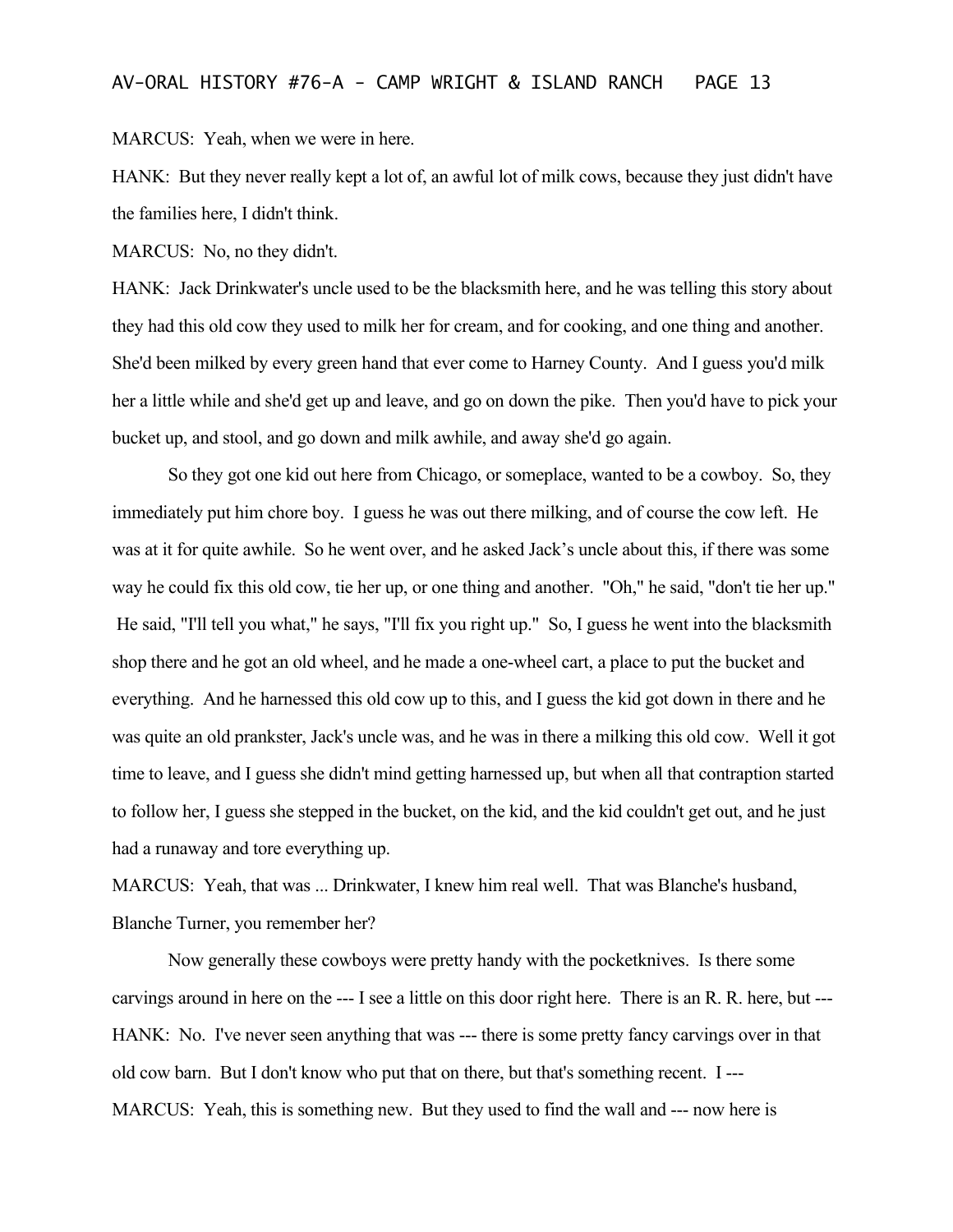MARCUS: Yeah, when we were in here.

HANK: But they never really kept a lot of, an awful lot of milk cows, because they just didn't have the families here, I didn't think.

MARCUS: No, no they didn't.

HANK: Jack Drinkwater's uncle used to be the blacksmith here, and he was telling this story about they had this old cow they used to milk her for cream, and for cooking, and one thing and another. She'd been milked by every green hand that ever come to Harney County. And I guess you'd milk her a little while and she'd get up and leave, and go on down the pike. Then you'd have to pick your bucket up, and stool, and go down and milk awhile, and away she'd go again.

So they got one kid out here from Chicago, or someplace, wanted to be a cowboy. So, they immediately put him chore boy. I guess he was out there milking, and of course the cow left. He was at it for quite awhile. So he went over, and he asked Jack's uncle about this, if there was some way he could fix this old cow, tie her up, or one thing and another. "Oh," he said, "don't tie her up." He said, "I'll tell you what," he says, "I'll fix you right up." So, I guess he went into the blacksmith shop there and he got an old wheel, and he made a one-wheel cart, a place to put the bucket and everything. And he harnessed this old cow up to this, and I guess the kid got down in there and he was quite an old prankster, Jack's uncle was, and he was in there a milking this old cow. Well it got time to leave, and I guess she didn't mind getting harnessed up, but when all that contraption started to follow her, I guess she stepped in the bucket, on the kid, and the kid couldn't get out, and he just had a runaway and tore everything up.

MARCUS: Yeah, that was ... Drinkwater, I knew him real well. That was Blanche's husband, Blanche Turner, you remember her?

Now generally these cowboys were pretty handy with the pocketknives. Is there some carvings around in here on the --- I see a little on this door right here. There is an R. R. here, but ---

HANK: No. I've never seen anything that was --- there is some pretty fancy carvings over in that old cow barn. But I don't know who put that on there, but that's something recent. I ---

MARCUS: Yeah, this is something new. But they used to find the wall and --- now here is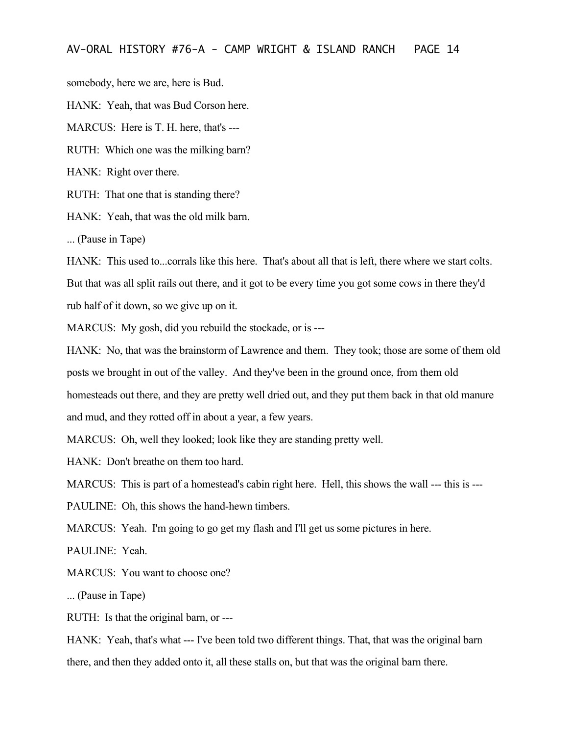somebody, here we are, here is Bud.

HANK: Yeah, that was Bud Corson here.

MARCUS: Here is T. H. here, that's ---

RUTH: Which one was the milking barn?

HANK: Right over there.

RUTH: That one that is standing there?

HANK: Yeah, that was the old milk barn.

... (Pause in Tape)

HANK: This used to...corrals like this here. That's about all that is left, there where we start colts. But that was all split rails out there, and it got to be every time you got some cows in there they'd rub half of it down, so we give up on it.

MARCUS: My gosh, did you rebuild the stockade, or is ---

HANK: No, that was the brainstorm of Lawrence and them. They took; those are some of them old posts we brought in out of the valley. And they've been in the ground once, from them old homesteads out there, and they are pretty well dried out, and they put them back in that old manure and mud, and they rotted off in about a year, a few years.

MARCUS: Oh, well they looked; look like they are standing pretty well.

HANK: Don't breathe on them too hard.

MARCUS: This is part of a homestead's cabin right here. Hell, this shows the wall --- this is ---

PAULINE: Oh, this shows the hand-hewn timbers.

MARCUS: Yeah. I'm going to go get my flash and I'll get us some pictures in here.

PAULINE: Yeah.

MARCUS: You want to choose one?

... (Pause in Tape)

RUTH: Is that the original barn, or ---

HANK: Yeah, that's what --- I've been told two different things. That, that was the original barn there, and then they added onto it, all these stalls on, but that was the original barn there.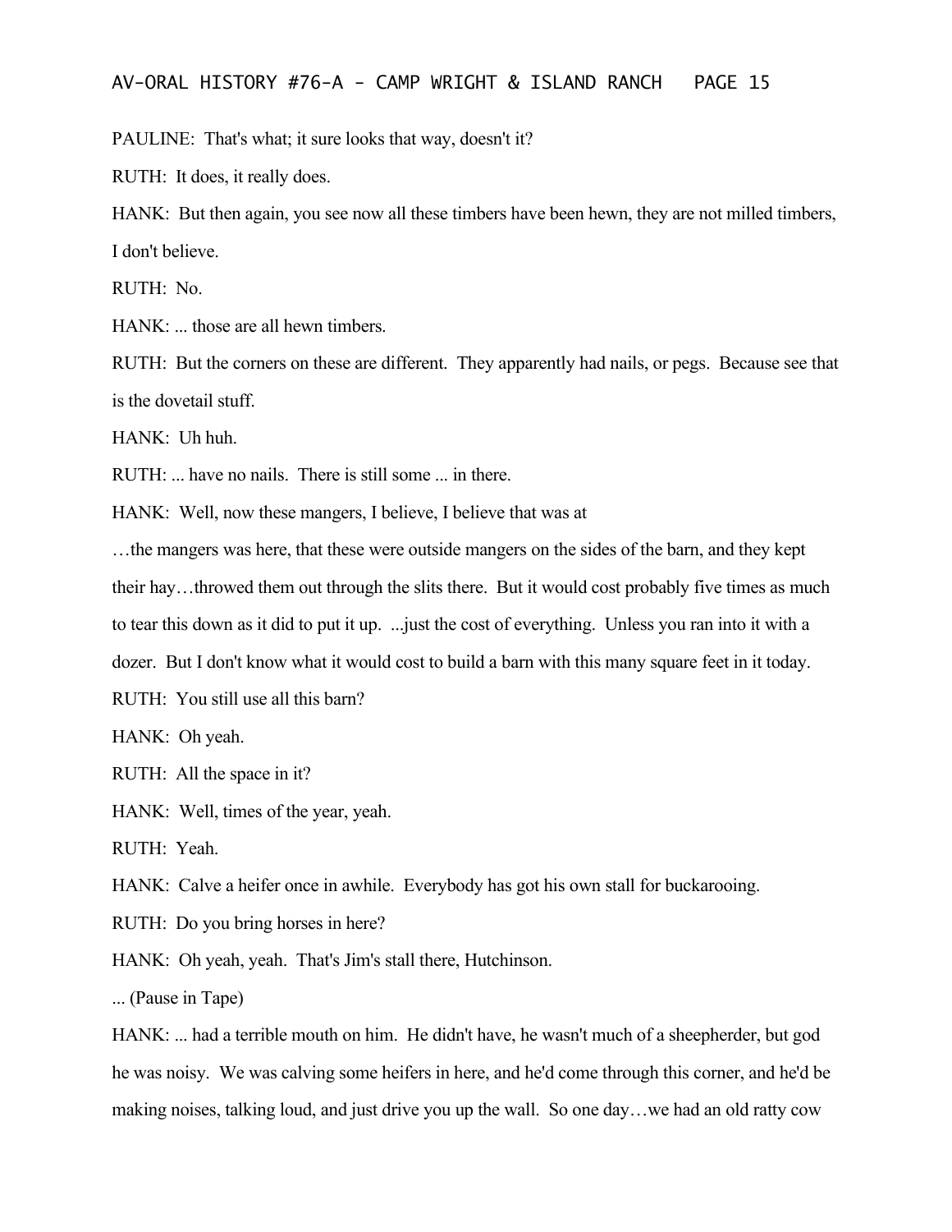PAULINE: That's what; it sure looks that way, doesn't it?

RUTH: It does, it really does.

HANK: But then again, you see now all these timbers have been hewn, they are not milled timbers, I don't believe.

RUTH: No.

HANK: ... those are all hewn timbers.

RUTH: But the corners on these are different. They apparently had nails, or pegs. Because see that is the dovetail stuff.

HANK: Uh huh.

RUTH: ... have no nails. There is still some ... in there.

HANK: Well, now these mangers, I believe, I believe that was at

…the mangers was here, that these were outside mangers on the sides of the barn, and they kept their hay…throwed them out through the slits there. But it would cost probably five times as much to tear this down as it did to put it up. ...just the cost of everything. Unless you ran into it with a dozer. But I don't know what it would cost to build a barn with this many square feet in it today.

RUTH: You still use all this barn?

HANK: Oh yeah.

RUTH: All the space in it?

HANK: Well, times of the year, yeah.

RUTH: Yeah.

HANK: Calve a heifer once in awhile. Everybody has got his own stall for buckarooing.

RUTH: Do you bring horses in here?

HANK: Oh yeah, yeah. That's Jim's stall there, Hutchinson.

... (Pause in Tape)

HANK: ... had a terrible mouth on him. He didn't have, he wasn't much of a sheepherder, but god he was noisy. We was calving some heifers in here, and he'd come through this corner, and he'd be making noises, talking loud, and just drive you up the wall. So one day…we had an old ratty cow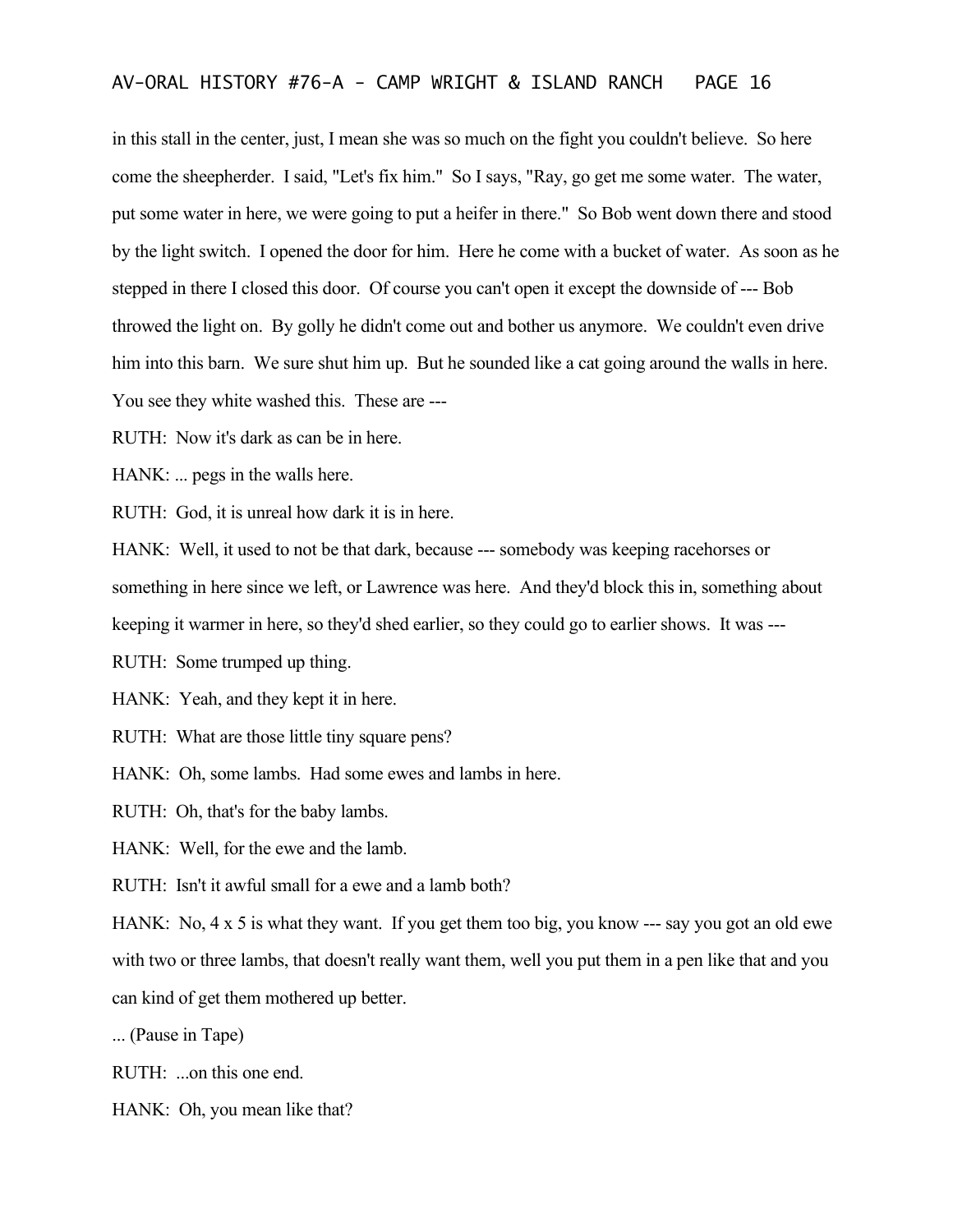in this stall in the center, just, I mean she was so much on the fight you couldn't believe. So here come the sheepherder. I said, "Let's fix him." So I says, "Ray, go get me some water. The water, put some water in here, we were going to put a heifer in there." So Bob went down there and stood by the light switch. I opened the door for him. Here he come with a bucket of water. As soon as he stepped in there I closed this door. Of course you can't open it except the downside of --- Bob throwed the light on. By golly he didn't come out and bother us anymore. We couldn't even drive him into this barn. We sure shut him up. But he sounded like a cat going around the walls in here. You see they white washed this. These are ---

RUTH: Now it's dark as can be in here.

HANK: ... pegs in the walls here.

RUTH: God, it is unreal how dark it is in here.

HANK: Well, it used to not be that dark, because --- somebody was keeping racehorses or something in here since we left, or Lawrence was here. And they'd block this in, something about keeping it warmer in here, so they'd shed earlier, so they could go to earlier shows. It was ---

RUTH: Some trumped up thing.

HANK: Yeah, and they kept it in here.

RUTH: What are those little tiny square pens?

HANK: Oh, some lambs. Had some ewes and lambs in here.

RUTH: Oh, that's for the baby lambs.

HANK: Well, for the ewe and the lamb.

RUTH: Isn't it awful small for a ewe and a lamb both?

HANK: No, 4 x 5 is what they want. If you get them too big, you know --- say you got an old ewe with two or three lambs, that doesn't really want them, well you put them in a pen like that and you can kind of get them mothered up better.

... (Pause in Tape)

RUTH: ...on this one end.

HANK: Oh, you mean like that?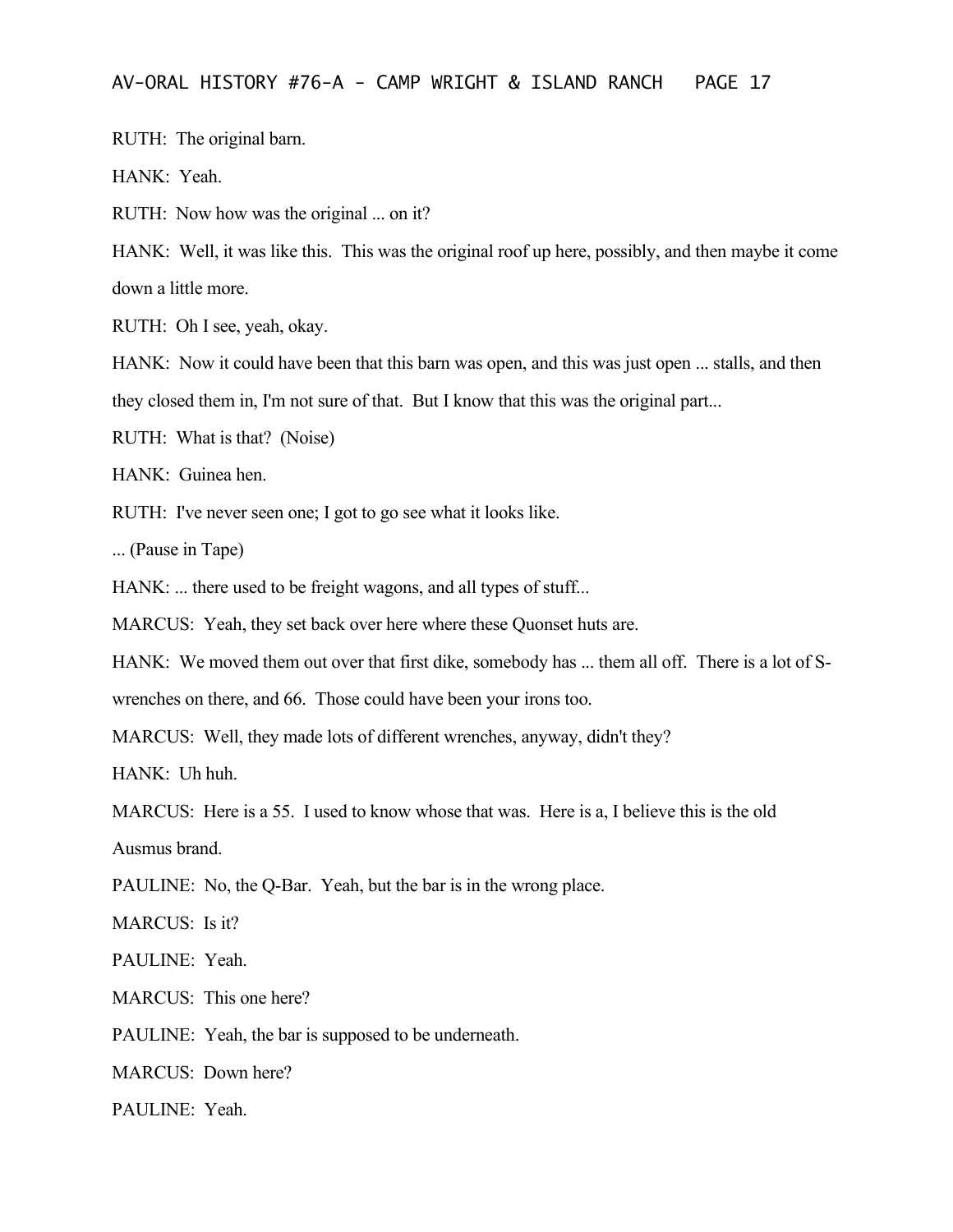RUTH: The original barn.

HANK: Yeah.

RUTH: Now how was the original ... on it?

HANK: Well, it was like this. This was the original roof up here, possibly, and then maybe it come down a little more.

RUTH: Oh I see, yeah, okay.

HANK: Now it could have been that this barn was open, and this was just open ... stalls, and then they closed them in, I'm not sure of that. But I know that this was the original part...

RUTH: What is that? (Noise)

HANK: Guinea hen.

RUTH: I've never seen one; I got to go see what it looks like.

... (Pause in Tape)

HANK: ... there used to be freight wagons, and all types of stuff...

MARCUS: Yeah, they set back over here where these Quonset huts are.

HANK: We moved them out over that first dike, somebody has ... them all off. There is a lot of S-wrenches on there, and 66. Those could have been your irons too.

MARCUS: Well, they made lots of different wrenches, anyway, didn't they?

HANK: Uh huh.

MARCUS: Here is a 55. I used to know whose that was. Here is a, I believe this is the old Ausmus brand.

PAULINE: No, the Q-Bar. Yeah, but the bar is in the wrong place.

MARCUS: Is it?

PAULINE: Yeah.

MARCUS: This one here?

PAULINE: Yeah, the bar is supposed to be underneath.

MARCUS: Down here?

PAULINE: Yeah.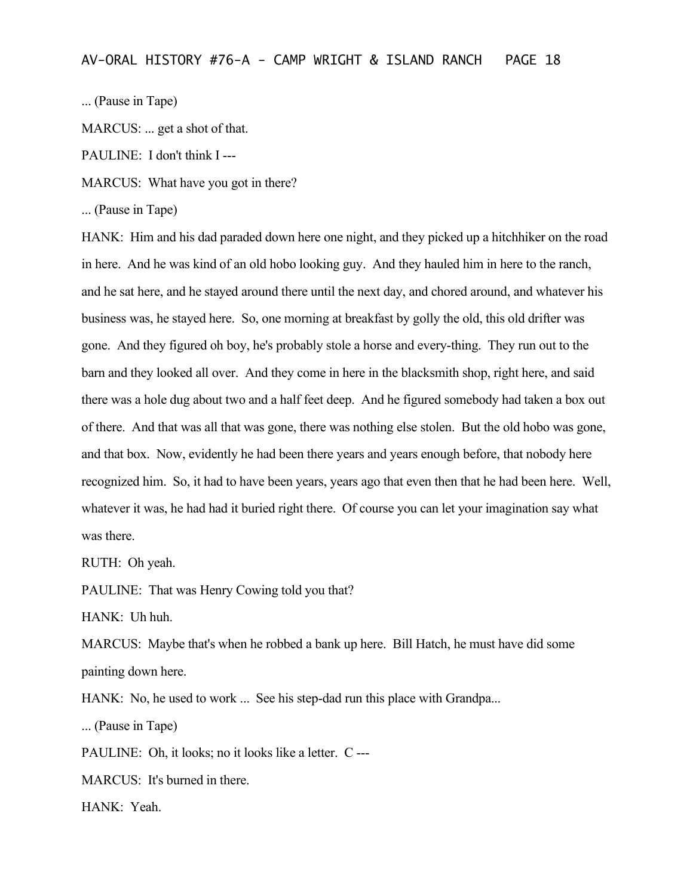... (Pause in Tape)

MARCUS: ... get a shot of that.

PAULINE: I don't think I ---

MARCUS: What have you got in there?

... (Pause in Tape)

HANK: Him and his dad paraded down here one night, and they picked up a hitchhiker on the road in here. And he was kind of an old hobo looking guy. And they hauled him in here to the ranch, and he sat here, and he stayed around there until the next day, and chored around, and whatever his business was, he stayed here. So, one morning at breakfast by golly the old, this old drifter was gone. And they figured oh boy, he's probably stole a horse and every-thing. They run out to the barn and they looked all over. And they come in here in the blacksmith shop, right here, and said there was a hole dug about two and a half feet deep. And he figured somebody had taken a box out of there. And that was all that was gone, there was nothing else stolen. But the old hobo was gone, and that box. Now, evidently he had been there years and years enough before, that nobody here recognized him. So, it had to have been years, years ago that even then that he had been here. Well, whatever it was, he had had it buried right there. Of course you can let your imagination say what was there.

RUTH: Oh yeah.

PAULINE: That was Henry Cowing told you that?

HANK: Uh huh.

MARCUS: Maybe that's when he robbed a bank up here. Bill Hatch, he must have did some painting down here.

HANK: No, he used to work ... See his step-dad run this place with Grandpa...

... (Pause in Tape)

PAULINE: Oh, it looks; no it looks like a letter. C ---

MARCUS: It's burned in there.

HANK: Yeah.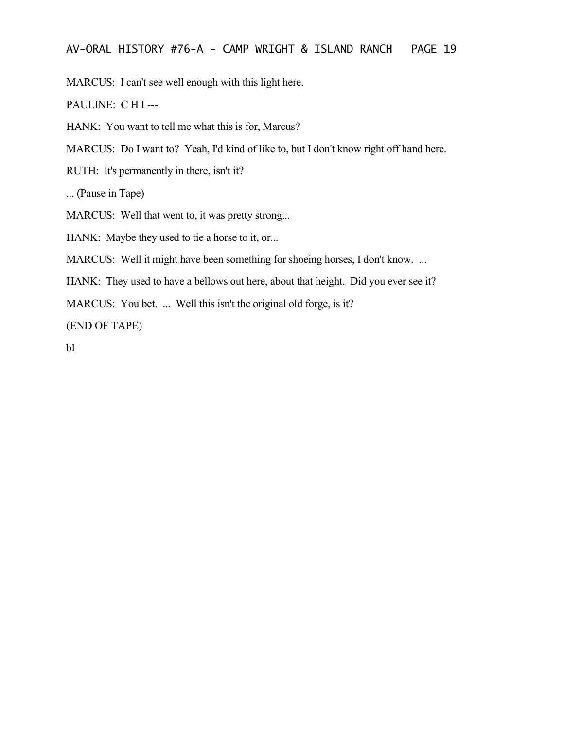MARCUS: I can't see well enough with this light here.

PAULINE: C H I ---

HANK: You want to tell me what this is for, Marcus?

MARCUS: Do I want to? Yeah, I'd kind of like to, but I don't know right off hand here.

RUTH: It's permanently in there, isn't it?

... (Pause in Tape)

MARCUS: Well that went to, it was pretty strong...

HANK: Maybe they used to tie a horse to it, or...

MARCUS: Well it might have been something for shoeing horses, I don't know. ...

HANK: They used to have a bellows out here, about that height. Did you ever see it?

MARCUS: You bet. ... Well this isn't the original old forge, is it?

(END OF TAPE)

bl